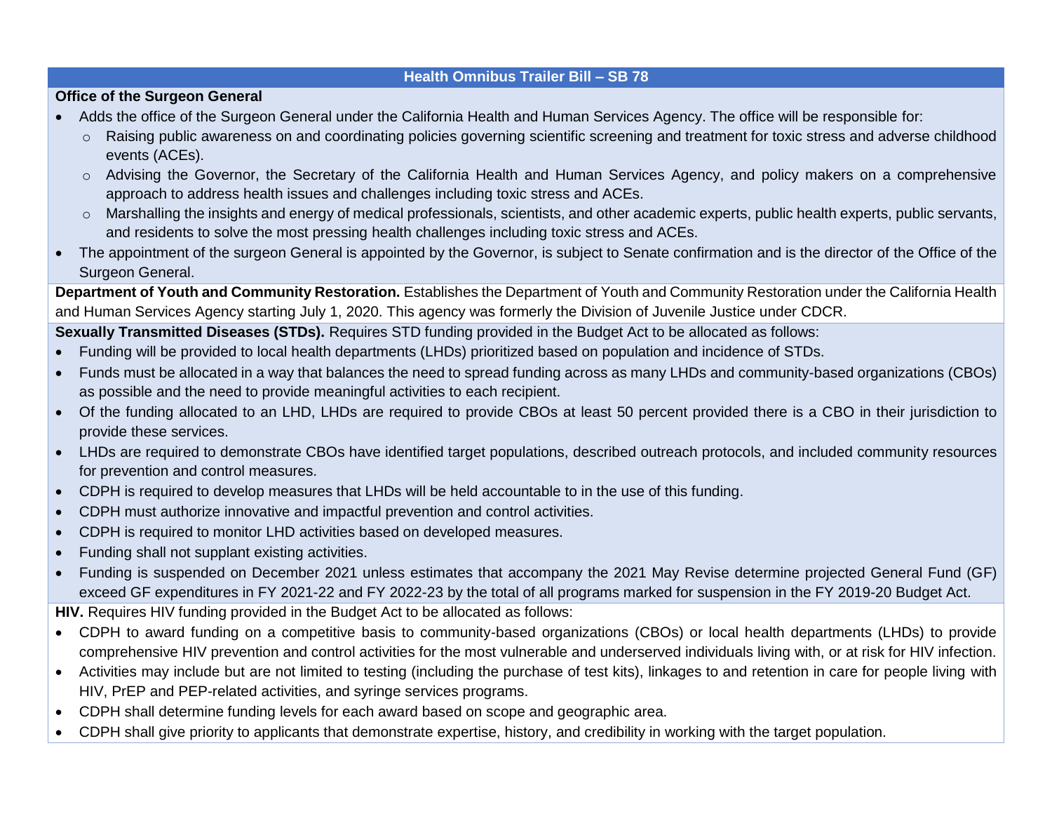# Health Omnibus Trailer Bill – SB 78

**Office of the Surgeon General**

- Adds the office of the Surgeon General under the California Health and Human Services Agency. The office will be responsible for:
  - Raising public awareness on and coordinating policies governing scientific screening and treatment for toxic stress and adverse childhood events (ACEs).
  - Advising the Governor, the Secretary of the California Health and Human Services Agency, and policy makers on a comprehensive approach to address health issues and challenges including toxic stress and ACEs.
  - Marshalling the insights and energy of medical professionals, scientists, and other academic experts, public health experts, public servants, and residents to solve the most pressing health challenges including toxic stress and ACEs.
- The appointment of the surgeon General is appointed by the Governor, is subject to Senate confirmation and is the director of the Office of the Surgeon General.

**Department of Youth and Community Restoration.** Establishes the Department of Youth and Community Restoration under the California Health and Human Services Agency starting July 1, 2020. This agency was formerly the Division of Juvenile Justice under CDCR.

**Sexually Transmitted Diseases (STDs).** Requires STD funding provided in the Budget Act to be allocated as follows:

- Funding will be provided to local health departments (LHDs) prioritized based on population and incidence of STDs.
- Funds must be allocated in a way that balances the need to spread funding across as many LHDs and community-based organizations (CBOs) as possible and the need to provide meaningful activities to each recipient.
- Of the funding allocated to an LHD, LHDs are required to provide CBOs at least 50 percent provided there is a CBO in their jurisdiction to provide these services.
- LHDs are required to demonstrate CBOs have identified target populations, described outreach protocols, and included community resources for prevention and control measures.
- CDPH is required to develop measures that LHDs will be held accountable to in the use of this funding.
- CDPH must authorize innovative and impactful prevention and control activities.
- CDPH is required to monitor LHD activities based on developed measures.
- Funding shall not supplant existing activities.
- Funding is suspended on December 2021 unless estimates that accompany the 2021 May Revise determine projected General Fund (GF) exceed GF expenditures in FY 2021-22 and FY 2022-23 by the total of all programs marked for suspension in the FY 2019-20 Budget Act.

**HIV.** Requires HIV funding provided in the Budget Act to be allocated as follows:

- CDPH to award funding on a competitive basis to community-based organizations (CBOs) or local health departments (LHDs) to provide comprehensive HIV prevention and control activities for the most vulnerable and underserved individuals living with, or at risk for HIV infection.
- Activities may include but are not limited to testing (including the purchase of test kits), linkages to and retention in care for people living with HIV, PrEP and PEP-related activities, and syringe services programs.
- CDPH shall determine funding levels for each award based on scope and geographic area.
- CDPH shall give priority to applicants that demonstrate expertise, history, and credibility in working with the target population.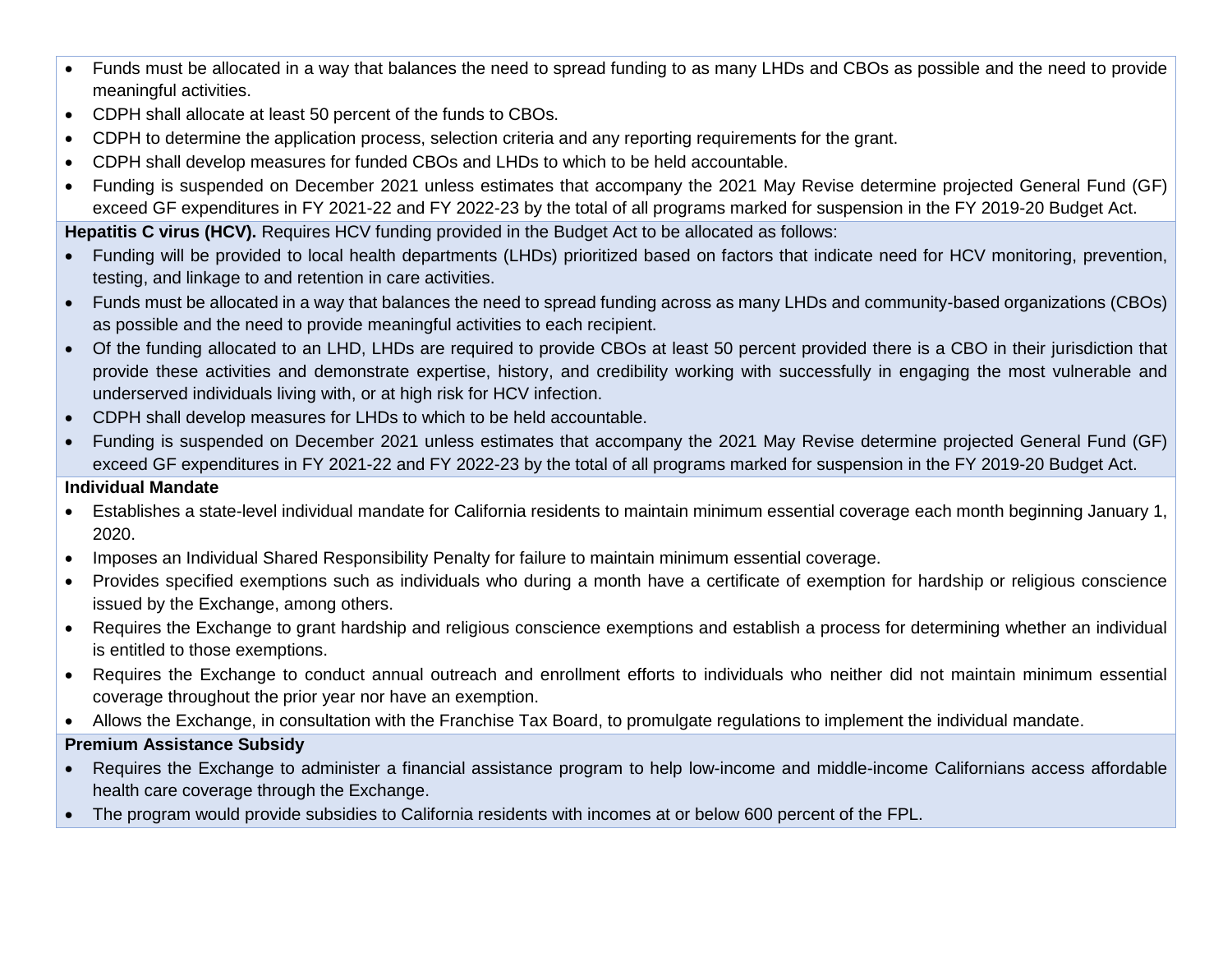- Funds must be allocated in a way that balances the need to spread funding to as many LHDs and CBOs as possible and the need to provide meaningful activities.
- CDPH shall allocate at least 50 percent of the funds to CBOs.
- CDPH to determine the application process, selection criteria and any reporting requirements for the grant.
- CDPH shall develop measures for funded CBOs and LHDs to which to be held accountable.
- Funding is suspended on December 2021 unless estimates that accompany the 2021 May Revise determine projected General Fund (GF) exceed GF expenditures in FY 2021-22 and FY 2022-23 by the total of all programs marked for suspension in the FY 2019-20 Budget Act.

**Hepatitis C virus (HCV).** Requires HCV funding provided in the Budget Act to be allocated as follows:

- Funding will be provided to local health departments (LHDs) prioritized based on factors that indicate need for HCV monitoring, prevention, testing, and linkage to and retention in care activities.
- Funds must be allocated in a way that balances the need to spread funding across as many LHDs and community-based organizations (CBOs) as possible and the need to provide meaningful activities to each recipient.
- Of the funding allocated to an LHD, LHDs are required to provide CBOs at least 50 percent provided there is a CBO in their jurisdiction that provide these activities and demonstrate expertise, history, and credibility working with successfully in engaging the most vulnerable and underserved individuals living with, or at high risk for HCV infection.
- CDPH shall develop measures for LHDs to which to be held accountable.
- Funding is suspended on December 2021 unless estimates that accompany the 2021 May Revise determine projected General Fund (GF) exceed GF expenditures in FY 2021-22 and FY 2022-23 by the total of all programs marked for suspension in the FY 2019-20 Budget Act.

**Individual Mandate**

- Establishes a state-level individual mandate for California residents to maintain minimum essential coverage each month beginning January 1, 2020.
- Imposes an Individual Shared Responsibility Penalty for failure to maintain minimum essential coverage.
- Provides specified exemptions such as individuals who during a month have a certificate of exemption for hardship or religious conscience issued by the Exchange, among others.
- Requires the Exchange to grant hardship and religious conscience exemptions and establish a process for determining whether an individual is entitled to those exemptions.
- Requires the Exchange to conduct annual outreach and enrollment efforts to individuals who neither did not maintain minimum essential coverage throughout the prior year nor have an exemption.
- Allows the Exchange, in consultation with the Franchise Tax Board, to promulgate regulations to implement the individual mandate.

**Premium Assistance Subsidy**

- Requires the Exchange to administer a financial assistance program to help low-income and middle-income Californians access affordable health care coverage through the Exchange.
- The program would provide subsidies to California residents with incomes at or below 600 percent of the FPL.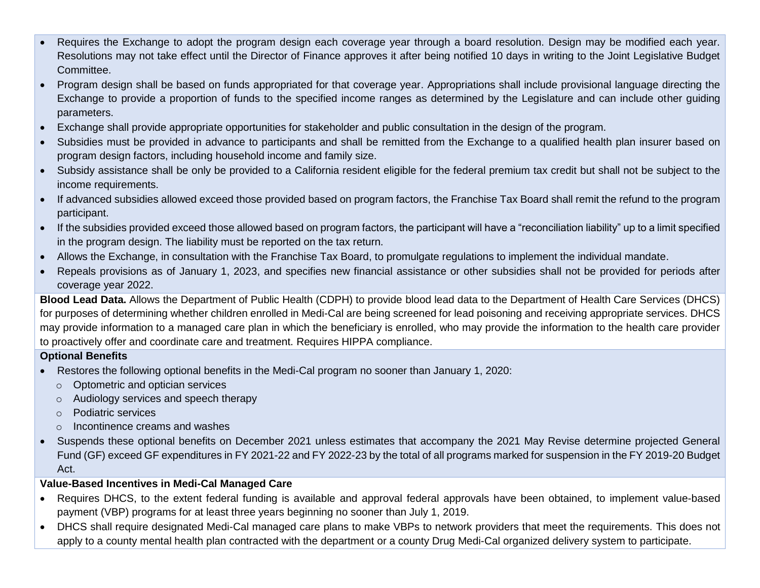- Requires the Exchange to adopt the program design each coverage year through a board resolution. Design may be modified each year. Resolutions may not take effect until the Director of Finance approves it after being notified 10 days in writing to the Joint Legislative Budget Committee.
- Program design shall be based on funds appropriated for that coverage year. Appropriations shall include provisional language directing the Exchange to provide a proportion of funds to the specified income ranges as determined by the Legislature and can include other guiding parameters.
- Exchange shall provide appropriate opportunities for stakeholder and public consultation in the design of the program.
- Subsidies must be provided in advance to participants and shall be remitted from the Exchange to a qualified health plan insurer based on program design factors, including household income and family size.
- Subsidy assistance shall be only be provided to a California resident eligible for the federal premium tax credit but shall not be subject to the income requirements.
- If advanced subsidies allowed exceed those provided based on program factors, the Franchise Tax Board shall remit the refund to the program participant.
- If the subsidies provided exceed those allowed based on program factors, the participant will have a "reconciliation liability" up to a limit specified in the program design. The liability must be reported on the tax return.
- Allows the Exchange, in consultation with the Franchise Tax Board, to promulgate regulations to implement the individual mandate.
- Repeals provisions as of January 1, 2023, and specifies new financial assistance or other subsidies shall not be provided for periods after coverage year 2022.

**Blood Lead Data.** Allows the Department of Public Health (CDPH) to provide blood lead data to the Department of Health Care Services (DHCS) for purposes of determining whether children enrolled in Medi-Cal are being screened for lead poisoning and receiving appropriate services. DHCS may provide information to a managed care plan in which the beneficiary is enrolled, who may provide the information to the health care provider to proactively offer and coordinate care and treatment. Requires HIPPA compliance.

**Optional Benefits**

- Restores the following optional benefits in the Medi-Cal program no sooner than January 1, 2020:
  - Optometric and optician services
  - Audiology services and speech therapy
  - Podiatric services
  - Incontinence creams and washes
- Suspends these optional benefits on December 2021 unless estimates that accompany the 2021 May Revise determine projected General Fund (GF) exceed GF expenditures in FY 2021-22 and FY 2022-23 by the total of all programs marked for suspension in the FY 2019-20 Budget Act.

**Value-Based Incentives in Medi-Cal Managed Care**

- Requires DHCS, to the extent federal funding is available and approval federal approvals have been obtained, to implement value-based payment (VBP) programs for at least three years beginning no sooner than July 1, 2019.
- DHCS shall require designated Medi-Cal managed care plans to make VBPs to network providers that meet the requirements. This does not apply to a county mental health plan contracted with the department or a county Drug Medi-Cal organized delivery system to participate.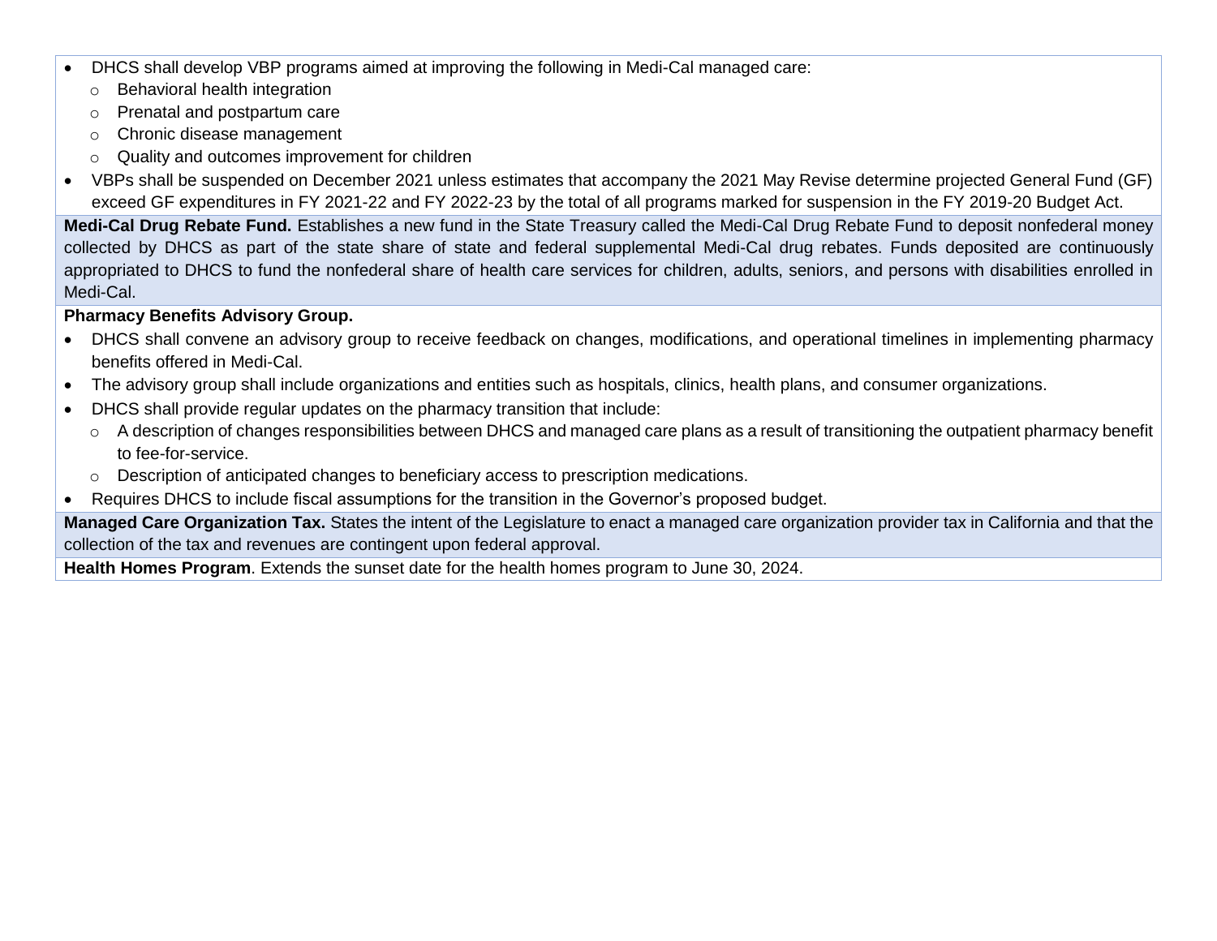- DHCS shall develop VBP programs aimed at improving the following in Medi-Cal managed care:
  - Behavioral health integration
  - Prenatal and postpartum care
  - Chronic disease management
  - Quality and outcomes improvement for children
- VBPs shall be suspended on December 2021 unless estimates that accompany the 2021 May Revise determine projected General Fund (GF) exceed GF expenditures in FY 2021-22 and FY 2022-23 by the total of all programs marked for suspension in the FY 2019-20 Budget Act.

**Medi-Cal Drug Rebate Fund.** Establishes a new fund in the State Treasury called the Medi-Cal Drug Rebate Fund to deposit nonfederal money collected by DHCS as part of the state share of state and federal supplemental Medi-Cal drug rebates. Funds deposited are continuously appropriated to DHCS to fund the nonfederal share of health care services for children, adults, seniors, and persons with disabilities enrolled in Medi-Cal.

**Pharmacy Benefits Advisory Group.**

- DHCS shall convene an advisory group to receive feedback on changes, modifications, and operational timelines in implementing pharmacy benefits offered in Medi-Cal.
- The advisory group shall include organizations and entities such as hospitals, clinics, health plans, and consumer organizations.
- DHCS shall provide regular updates on the pharmacy transition that include:
  - A description of changes responsibilities between DHCS and managed care plans as a result of transitioning the outpatient pharmacy benefit to fee-for-service.
  - Description of anticipated changes to beneficiary access to prescription medications.
- Requires DHCS to include fiscal assumptions for the transition in the Governor's proposed budget.

**Managed Care Organization Tax.** States the intent of the Legislature to enact a managed care organization provider tax in California and that the collection of the tax and revenues are contingent upon federal approval.

**Health Homes Program**. Extends the sunset date for the health homes program to June 30, 2024.